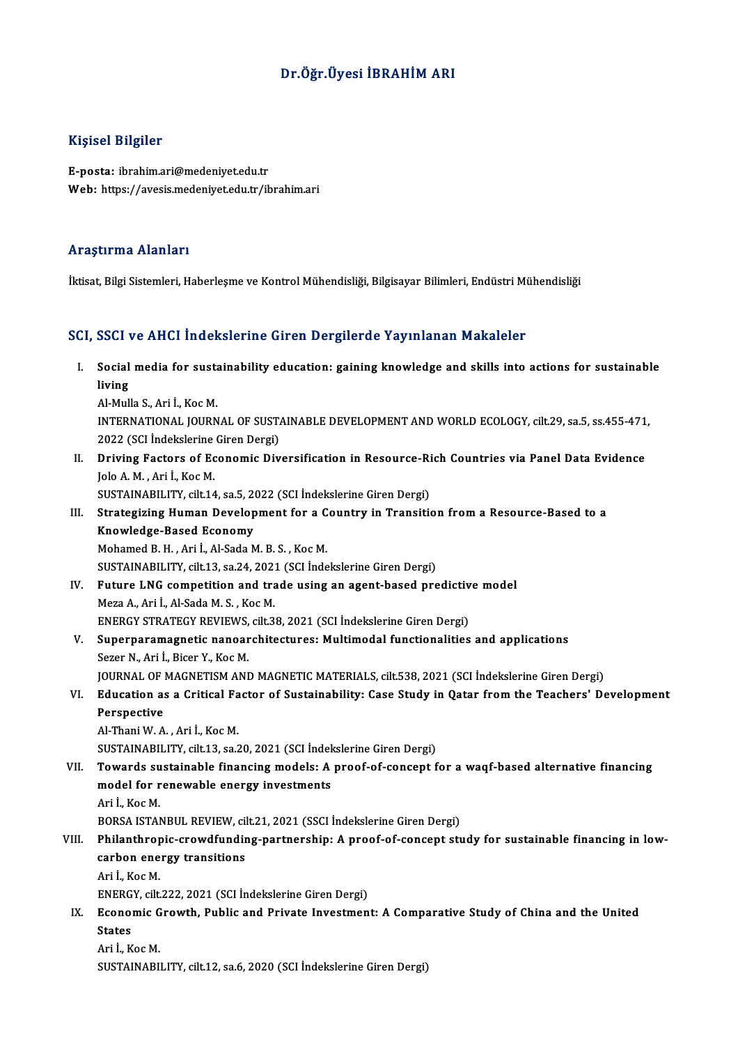# Dr.Öğr.Üyesi İBRAHİM ARI

## Kişisel Bilgiler

**E-posta:** ibrahim.ari@medeniyet.edu.tr
**Web:** https://avesis.medeniyet.edu.tr/ibrahim.ari

## Araştırma Alanları

İktisat, Bilgi Sistemleri, Haberleşme ve Kontrol Mühendisliği, Bilgisayar Bilimleri, Endüstri Mühendisliği

## SCI, SSCI ve AHCI İndekslerine Giren Dergilerde Yayınlanan Makaleler

I. **Social media for sustainability education: gaining knowledge and skills into actions for sustainable living**
Al-Mulla S., Ari İ., Koc M.
INTERNATIONAL JOURNAL OF SUSTAINABLE DEVELOPMENT AND WORLD ECOLOGY, cilt.29, sa.5, ss.455-471, 2022 (SCI İndekslerine Giren Dergi)

II. **Driving Factors of Economic Diversification in Resource-Rich Countries via Panel Data Evidence**
Jolo A. M. , Ari İ., Koc M.
SUSTAINABILITY, cilt.14, sa.5, 2022 (SCI İndekslerine Giren Dergi)

III. **Strategizing Human Development for a Country in Transition from a Resource-Based to a Knowledge-Based Economy**
Mohamed B. H. , Ari İ., Al-Sada M. B. S. , Koc M.
SUSTAINABILITY, cilt.13, sa.24, 2021 (SCI İndekslerine Giren Dergi)

IV. **Future LNG competition and trade using an agent-based predictive model**
Meza A., Ari İ., Al-Sada M. S. , Koc M.
ENERGY STRATEGY REVIEWS, cilt.38, 2021 (SCI İndekslerine Giren Dergi)

V. **Superparamagnetic nanoarchitectures: Multimodal functionalities and applications**
Sezer N., Ari İ., Bicer Y., Koc M.
JOURNAL OF MAGNETISM AND MAGNETIC MATERIALS, cilt.538, 2021 (SCI İndekslerine Giren Dergi)

VI. **Education as a Critical Factor of Sustainability: Case Study in Qatar from the Teachers' Development Perspective**
Al-Thani W. A. , Ari İ., Koc M.
SUSTAINABILITY, cilt.13, sa.20, 2021 (SCI İndekslerine Giren Dergi)

VII. **Towards sustainable financing models: A proof-of-concept for a waqf-based alternative financing model for renewable energy investments**
Ari İ., Koc M.
BORSA ISTANBUL REVIEW, cilt.21, 2021 (SSCI İndekslerine Giren Dergi)

VIII. **Philanthropic-crowdfunding-partnership: A proof-of-concept study for sustainable financing in low-carbon energy transitions**
Ari İ., Koc M.
ENERGY, cilt.222, 2021 (SCI İndekslerine Giren Dergi)

IX. **Economic Growth, Public and Private Investment: A Comparative Study of China and the United States**
Ari İ., Koc M.
SUSTAINABILITY, cilt.12, sa.6, 2020 (SCI İndekslerine Giren Dergi)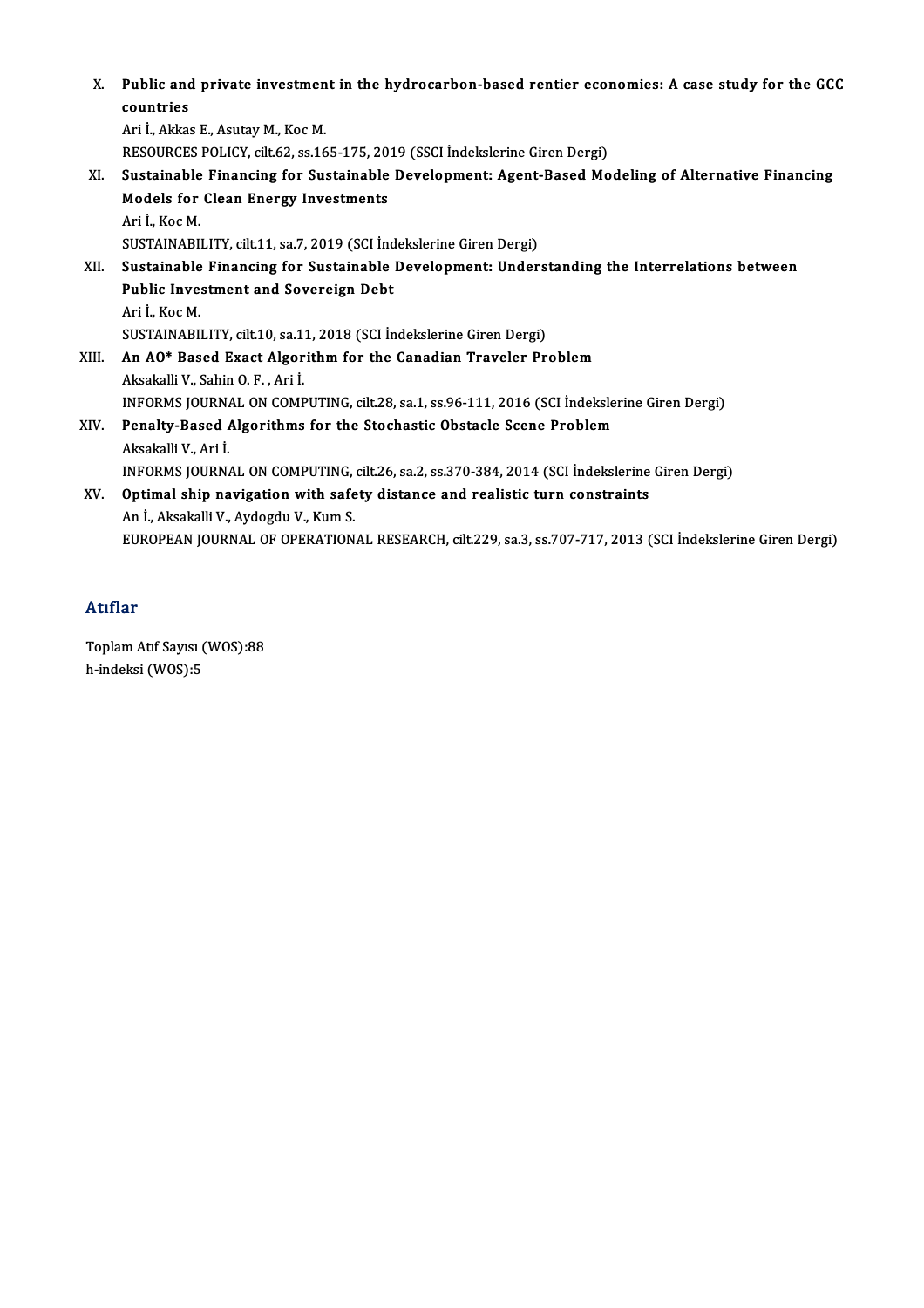X. **Public and private investment in the hydrocarbon-based rentier economies: A case study for the GCC countries**
   Ari İ., Akkas E., Asutay M., Koc M.
   RESOURCES POLICY, cilt.62, ss.165-175, 2019 (SSCI İndekslerine Giren Dergi)

XI. **Sustainable Financing for Sustainable Development: Agent-Based Modeling of Alternative Financing Models for Clean Energy Investments**
   Ari İ., Koc M.
   SUSTAINABILITY, cilt.11, sa.7, 2019 (SCI İndekslerine Giren Dergi)

XII. **Sustainable Financing for Sustainable Development: Understanding the Interrelations between Public Investment and Sovereign Debt**
   Ari İ., Koc M.
   SUSTAINABILITY, cilt.10, sa.11, 2018 (SCI İndekslerine Giren Dergi)

XIII. **An AO* Based Exact Algorithm for the Canadian Traveler Problem**
   Aksakalli V., Sahin O. F. , Ari İ.
   INFORMS JOURNAL ON COMPUTING, cilt.28, sa.1, ss.96-111, 2016 (SCI İndekslerine Giren Dergi)

XIV. **Penalty-Based Algorithms for the Stochastic Obstacle Scene Problem**
   Aksakalli V., Ari İ.
   INFORMS JOURNAL ON COMPUTING, cilt.26, sa.2, ss.370-384, 2014 (SCI İndekslerine Giren Dergi)

XV. **Optimal ship navigation with safety distance and realistic turn constraints**
   An İ., Aksakalli V., Aydogdu V., Kum S.
   EUROPEAN JOURNAL OF OPERATIONAL RESEARCH, cilt.229, sa.3, ss.707-717, 2013 (SCI İndekslerine Giren Dergi)

## Atıflar

Toplam Atıf Sayısı (WOS):88
h-indeksi (WOS):5